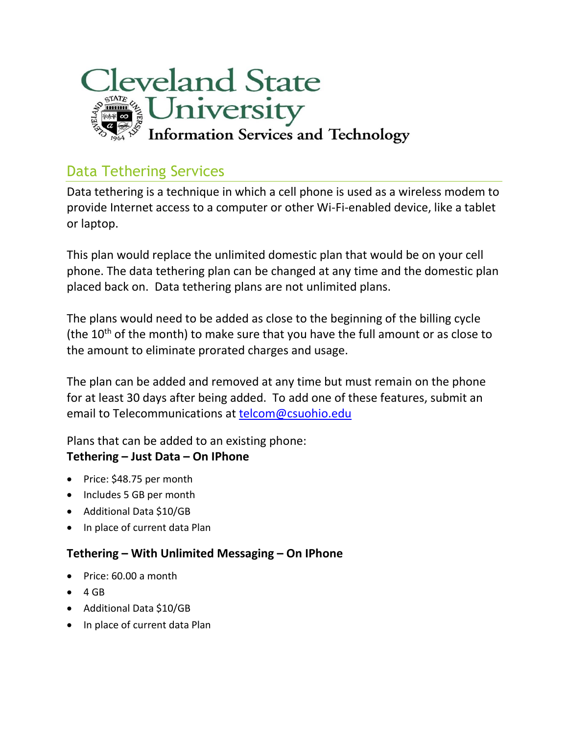# Cleveland State University

## Information Services and Technology

## Data Tethering Services

Data tethering is a technique in which a cell phone is used as a wireless modem to provide Internet access to a computer or other Wi-Fi-enabled device, like a tablet or laptop.

This plan would replace the unlimited domestic plan that would be on your cell phone. The data tethering plan can be changed at any time and the domestic plan placed back on. Data tethering plans are not unlimited plans.

The plans would need to be added as close to the beginning of the billing cycle (the 10th of the month) to make sure that you have the full amount or as close to the amount to eliminate prorated charges and usage.

The plan can be added and removed at any time but must remain on the phone for at least 30 days after being added. To add one of these features, submit an email to Telecommunications at telcom@csuohio.edu

Plans that can be added to an existing phone:

**Tethering – Just Data – On IPhone**

- Price: $48.75 per month
- Includes 5 GB per month
- Additional Data $10/GB
- In place of current data Plan

**Tethering – With Unlimited Messaging – On IPhone**

- Price: 60.00 a month
- 4 GB
- Additional Data $10/GB
- In place of current data Plan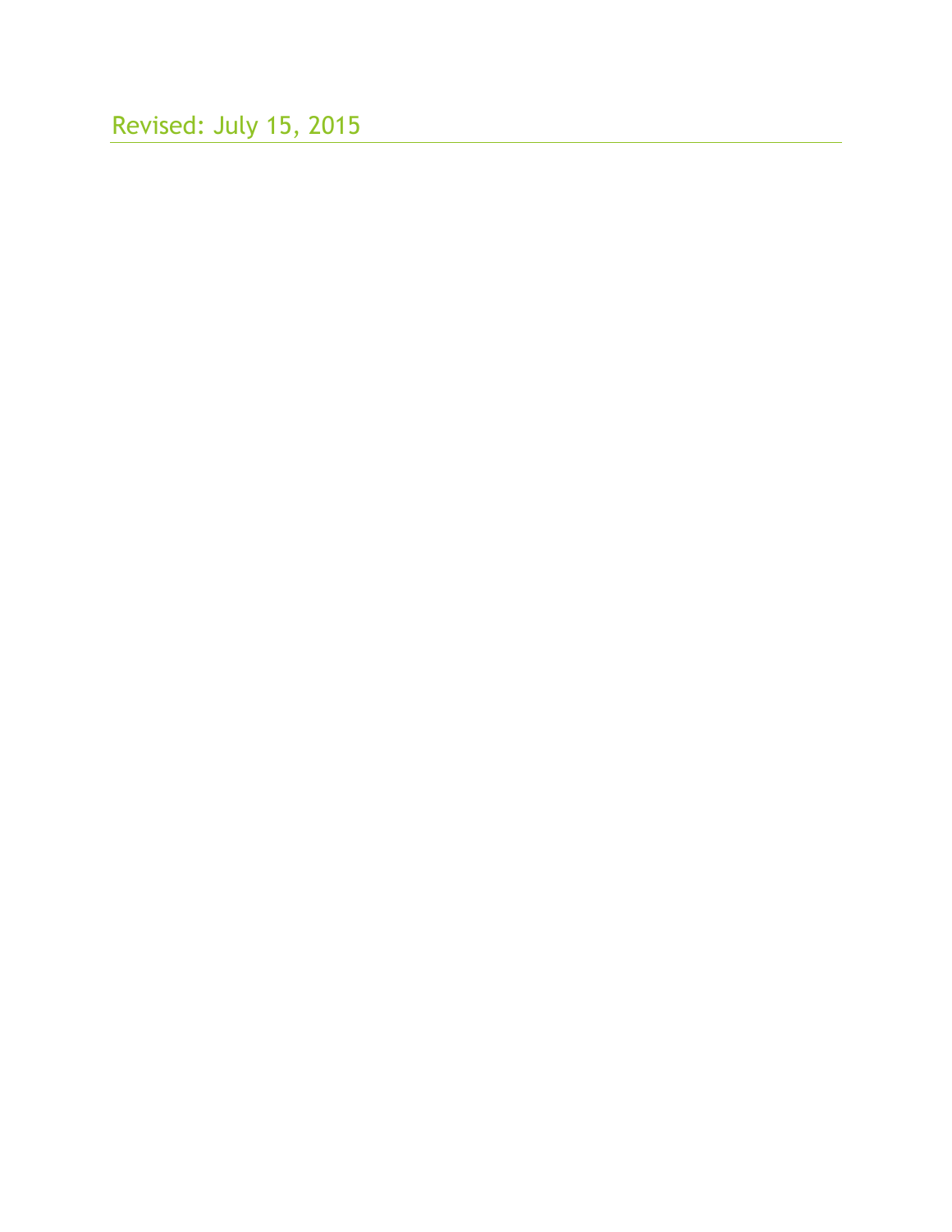Revised: July 15, 2015